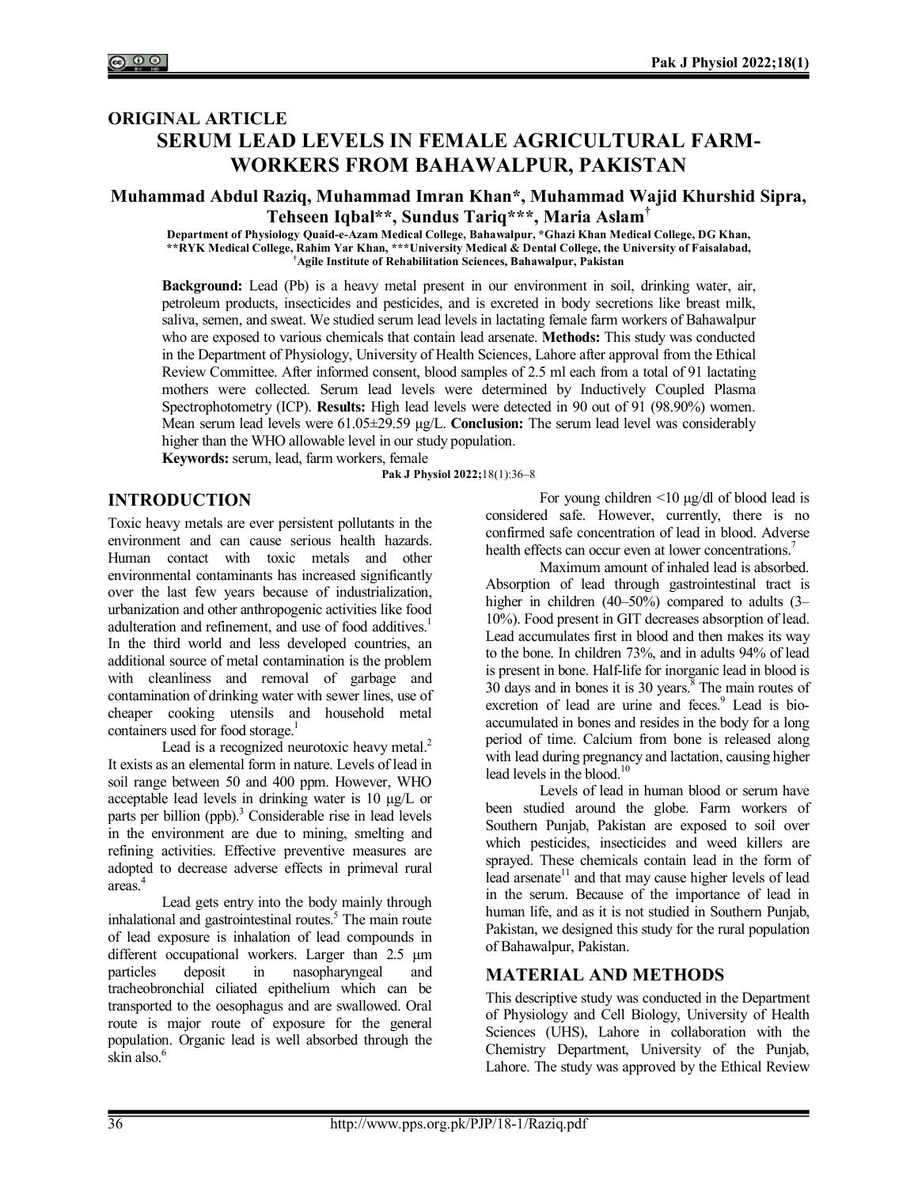## ORIGINAL ARTICLE

# SERUM LEAD LEVELS IN FEMALE AGRICULTURAL FARM-WORKERS FROM BAHAWALPUR, PAKISTAN

**Muhammad Abdul Raziq, Muhammad Imran Khan*, Muhammad Wajid Khurshid Sipra, Tehseen Iqbal**, Sundus Tariq***, Maria Aslam†**

Department of Physiology Quaid-e-Azam Medical College, Bahawalpur, *Ghazi Khan Medical College, DG Khan, **RYK Medical College, Rahim Yar Khan, ***University Medical & Dental College, the University of Faisalabad, †Agile Institute of Rehabilitation Sciences, Bahawalpur, Pakistan

**Background:** Lead (Pb) is a heavy metal present in our environment in soil, drinking water, air, petroleum products, insecticides and pesticides, and is excreted in body secretions like breast milk, saliva, semen, and sweat. We studied serum lead levels in lactating female farm workers of Bahawalpur who are exposed to various chemicals that contain lead arsenate. **Methods:** This study was conducted in the Department of Physiology, University of Health Sciences, Lahore after approval from the Ethical Review Committee. After informed consent, blood samples of 2.5 ml each from a total of 91 lactating mothers were collected. Serum lead levels were determined by Inductively Coupled Plasma Spectrophotometry (ICP). **Results:** High lead levels were detected in 90 out of 91 (98.90%) women. Mean serum lead levels were 61.05±29.59 µg/L. **Conclusion:** The serum lead level was considerably higher than the WHO allowable level in our study population.

**Keywords:** serum, lead, farm workers, female

Pak J Physiol 2022;18(1):36–8

## INTRODUCTION

Toxic heavy metals are ever persistent pollutants in the environment and can cause serious health hazards. Human contact with toxic metals and other environmental contaminants has increased significantly over the last few years because of industrialization, urbanization and other anthropogenic activities like food adulteration and refinement, and use of food additives.[1] In the third world and less developed countries, an additional source of metal contamination is the problem with cleanliness and removal of garbage and contamination of drinking water with sewer lines, use of cheaper cooking utensils and household metal containers used for food storage.[1]

Lead is a recognized neurotoxic heavy metal.[2] It exists as an elemental form in nature. Levels of lead in soil range between 50 and 400 ppm. However, WHO acceptable lead levels in drinking water is 10 µg/L or parts per billion (ppb).[3] Considerable rise in lead levels in the environment are due to mining, smelting and refining activities. Effective preventive measures are adopted to decrease adverse effects in primeval rural areas.[4]

Lead gets entry into the body mainly through inhalational and gastrointestinal routes.[5] The main route of lead exposure is inhalation of lead compounds in different occupational workers. Larger than 2.5 µm particles deposit in nasopharyngeal and tracheobronchial ciliated epithelium which can be transported to the oesophagus and are swallowed. Oral route is major route of exposure for the general population. Organic lead is well absorbed through the skin also.[6]

For young children <10 µg/dl of blood lead is considered safe. However, currently, there is no confirmed safe concentration of lead in blood. Adverse health effects can occur even at lower concentrations.[7]

Maximum amount of inhaled lead is absorbed. Absorption of lead through gastrointestinal tract is higher in children (40–50%) compared to adults (3–10%). Food present in GIT decreases absorption of lead. Lead accumulates first in blood and then makes its way to the bone. In children 73%, and in adults 94% of lead is present in bone. Half-life for inorganic lead in blood is 30 days and in bones it is 30 years.[8] The main routes of excretion of lead are urine and feces.[9] Lead is bio-accumulated in bones and resides in the body for a long period of time. Calcium from bone is released along with lead during pregnancy and lactation, causing higher lead levels in the blood.[10]

Levels of lead in human blood or serum have been studied around the globe. Farm workers of Southern Punjab, Pakistan are exposed to soil over which pesticides, insecticides and weed killers are sprayed. These chemicals contain lead in the form of lead arsenate[11] and that may cause higher levels of lead in the serum. Because of the importance of lead in human life, and as it is not studied in Southern Punjab, Pakistan, we designed this study for the rural population of Bahawalpur, Pakistan.

## MATERIAL AND METHODS

This descriptive study was conducted in the Department of Physiology and Cell Biology, University of Health Sciences (UHS), Lahore in collaboration with the Chemistry Department, University of the Punjab, Lahore. The study was approved by the Ethical Review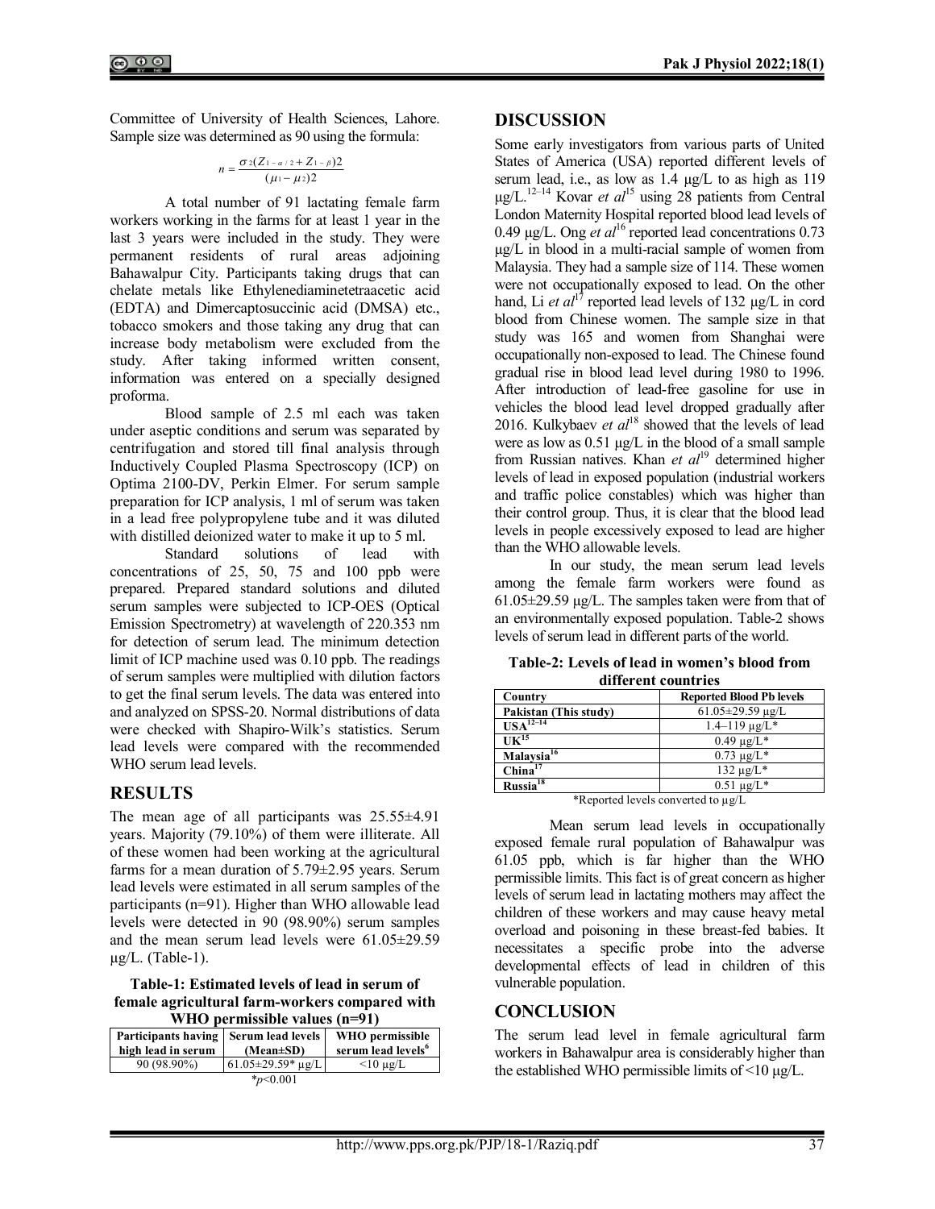Committee of University of Health Sciences, Lahore. Sample size was determined as 90 using the formula:

$$n = \frac{\sigma^2 (Z_{1-\alpha/2} + Z_{1-\beta})^2}{(\mu_1 - \mu_2)^2}$$

A total number of 91 lactating female farm workers working in the farms for at least 1 year in the last 3 years were included in the study. They were permanent residents of rural areas adjoining Bahawalpur City. Participants taking drugs that can chelate metals like Ethylenediaminetetraacetic acid (EDTA) and Dimercaptosuccinic acid (DMSA) etc., tobacco smokers and those taking any drug that can increase body metabolism were excluded from the study. After taking informed written consent, information was entered on a specially designed proforma.

Blood sample of 2.5 ml each was taken under aseptic conditions and serum was separated by centrifugation and stored till final analysis through Inductively Coupled Plasma Spectroscopy (ICP) on Optima 2100-DV, Perkin Elmer. For serum sample preparation for ICP analysis, 1 ml of serum was taken in a lead free polypropylene tube and it was diluted with distilled deionized water to make it up to 5 ml.

Standard solutions of lead with concentrations of 25, 50, 75 and 100 ppb were prepared. Prepared standard solutions and diluted serum samples were subjected to ICP-OES (Optical Emission Spectrometry) at wavelength of 220.353 nm for detection of serum lead. The minimum detection limit of ICP machine used was 0.10 ppb. The readings of serum samples were multiplied with dilution factors to get the final serum levels. The data was entered into and analyzed on SPSS-20. Normal distributions of data were checked with Shapiro-Wilk's statistics. Serum lead levels were compared with the recommended WHO serum lead levels.

## RESULTS

The mean age of all participants was 25.55±4.91 years. Majority (79.10%) of them were illiterate. All of these women had been working at the agricultural farms for a mean duration of 5.79±2.95 years. Serum lead levels were estimated in all serum samples of the participants (n=91). Higher than WHO allowable lead levels were detected in 90 (98.90%) serum samples and the mean serum lead levels were 61.05±29.59 µg/L. (Table-1).

**Table-1: Estimated levels of lead in serum of female agricultural farm-workers compared with WHO permissible values (n=91)**

| Participants having high lead in serum | Serum lead levels (Mean±SD) | WHO permissible serum lead levels[6] |
|---|---|---|
| 90 (98.90%) | 61.05±29.59* µg/L | <10 µg/L |

*$p<0.001$

## DISCUSSION

Some early investigators from various parts of United States of America (USA) reported different levels of serum lead, i.e., as low as 1.4 µg/L to as high as 119 µg/L.[12–14] Kovar *et al*[15] using 28 patients from Central London Maternity Hospital reported blood lead levels of 0.49 µg/L. Ong *et al*[16] reported lead concentrations 0.73 µg/L in blood in a multi-racial sample of women from Malaysia. They had a sample size of 114. These women were not occupationally exposed to lead. On the other hand, Li *et al*[17] reported lead levels of 132 µg/L in cord blood from Chinese women. The sample size in that study was 165 and women from Shanghai were occupationally non-exposed to lead. The Chinese found gradual rise in blood lead level during 1980 to 1996. After introduction of lead-free gasoline for use in vehicles the blood lead level dropped gradually after 2016. Kulkybaev *et al*[18] showed that the levels of lead were as low as 0.51 µg/L in the blood of a small sample from Russian natives. Khan *et al*[19] determined higher levels of lead in exposed population (industrial workers and traffic police constables) which was higher than their control group. Thus, it is clear that the blood lead levels in people excessively exposed to lead are higher than the WHO allowable levels.

In our study, the mean serum lead levels among the female farm workers were found as 61.05±29.59 µg/L. The samples taken were from that of an environmentally exposed population. Table-2 shows levels of serum lead in different parts of the world.

**Table-2: Levels of lead in women's blood from different countries**

| Country | Reported Blood Pb levels |
|---|---|
| Pakistan (This study) | 61.05±29.59 µg/L |
| USA[12–14] | 1.4–119 µg/L* |
| UK[15] | 0.49 µg/L* |
| Malaysia[16] | 0.73 µg/L* |
| China[17] | 132 µg/L* |
| Russia[18] | 0.51 µg/L* |

*Reported levels converted to µg/L

Mean serum lead levels in occupationally exposed female rural population of Bahawalpur was 61.05 ppb, which is far higher than the WHO permissible limits. This fact is of great concern as higher levels of serum lead in lactating mothers may affect the children of these workers and may cause heavy metal overload and poisoning in these breast-fed babies. It necessitates a specific probe into the adverse developmental effects of lead in children of this vulnerable population.

## CONCLUSION

The serum lead level in female agricultural farm workers in Bahawalpur area is considerably higher than the established WHO permissible limits of <10 µg/L.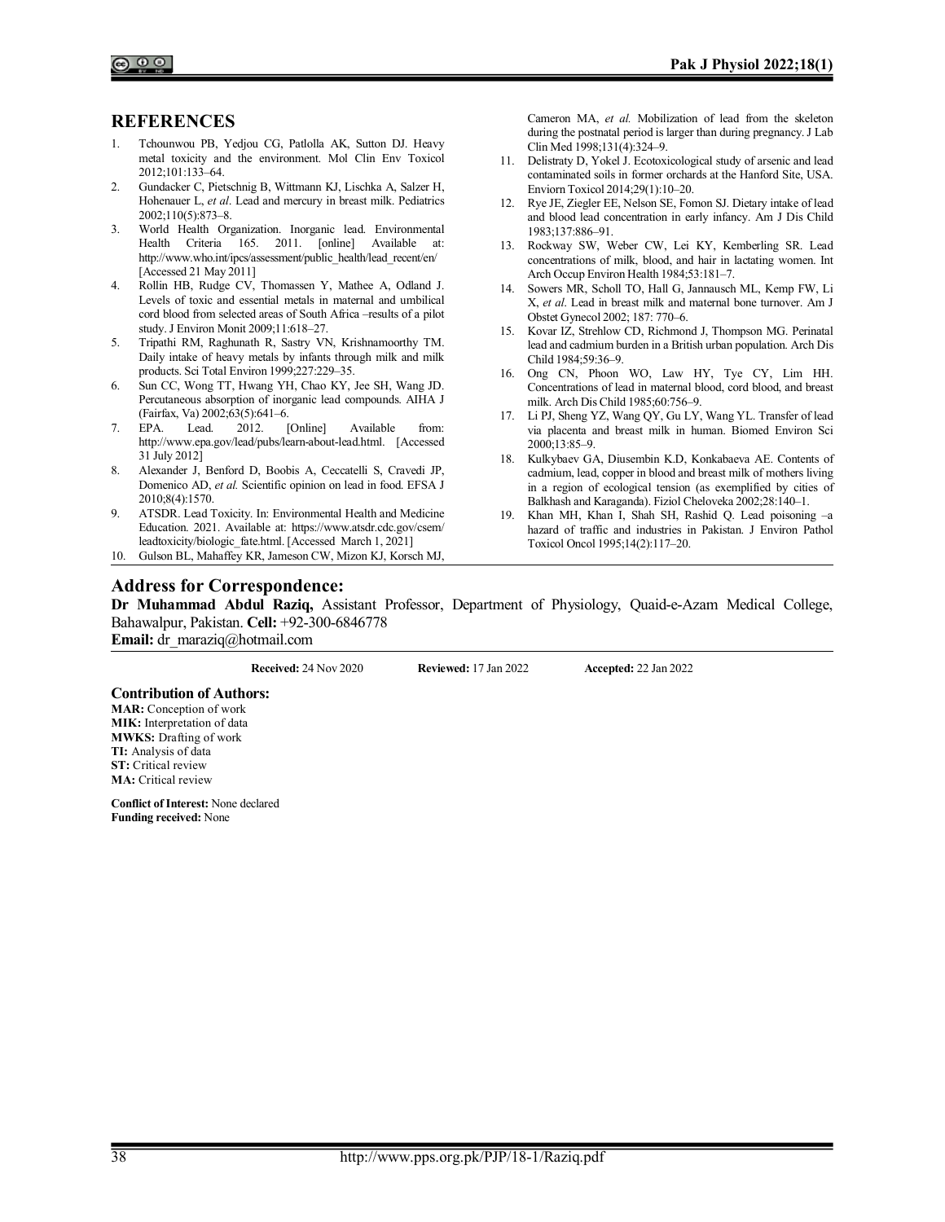## REFERENCES

1. Tchounwou PB, Yedjou CG, Patlolla AK, Sutton DJ. Heavy metal toxicity and the environment. Mol Clin Env Toxicol 2012;101:133–64.
2. Gundacker C, Pietschnig B, Wittmann KJ, Lischka A, Salzer H, Hohenauer L, *et al*. Lead and mercury in breast milk. Pediatrics 2002;110(5):873–8.
3. World Health Organization. Inorganic lead. Environmental Health Criteria 165. 2011. [online] Available at: http://www.who.int/ipcs/assessment/public_health/lead_recent/en/ [Accessed 21 May 2011]
4. Rollin HB, Rudge CV, Thomassen Y, Mathee A, Odland J. Levels of toxic and essential metals in maternal and umbilical cord blood from selected areas of South Africa –results of a pilot study. J Environ Monit 2009;11:618–27.
5. Tripathi RM, Raghunath R, Sastry VN, Krishnamoorthy TM. Daily intake of heavy metals by infants through milk and milk products. Sci Total Environ 1999;227:229–35.
6. Sun CC, Wong TT, Hwang YH, Chao KY, Jee SH, Wang JD. Percutaneous absorption of inorganic lead compounds. AIHA J (Fairfax, Va) 2002;63(5):641–6.
7. EPA. Lead. 2012. [Online] Available from: http://www.epa.gov/lead/pubs/learn-about-lead.html. [Accessed 31 July 2012]
8. Alexander J, Benford D, Boobis A, Ceccatelli S, Cravedi JP, Domenico AD, *et al.* Scientific opinion on lead in food. EFSA J 2010;8(4):1570.
9. ATSDR. Lead Toxicity. In: Environmental Health and Medicine Education. 2021. Available at: https://www.atsdr.cdc.gov/csem/leadtoxicity/biologic_fate.html. [Accessed March 1, 2021]
10. Gulson BL, Mahaffey KR, Jameson CW, Mizon KJ, Korsch MJ, Cameron MA, *et al.* Mobilization of lead from the skeleton during the postnatal period is larger than during pregnancy. J Lab Clin Med 1998;131(4):324–9.
11. Delistraty D, Yokel J. Ecotoxicological study of arsenic and lead contaminated soils in former orchards at the Hanford Site, USA. Enviorn Toxicol 2014;29(1):10–20.
12. Rye JE, Ziegler EE, Nelson SE, Fomon SJ. Dietary intake of lead and blood lead concentration in early infancy. Am J Dis Child 1983;137:886–91.
13. Rockway SW, Weber CW, Lei KY, Kemberling SR. Lead concentrations of milk, blood, and hair in lactating women. Int Arch Occup Environ Health 1984;53:181–7.
14. Sowers MR, Scholl TO, Hall G, Jannausch ML, Kemp FW, Li X, *et al*. Lead in breast milk and maternal bone turnover. Am J Obstet Gynecol 2002; 187: 770–6.
15. Kovar IZ, Strehlow CD, Richmond J, Thompson MG. Perinatal lead and cadmium burden in a British urban population. Arch Dis Child 1984;59:36–9.
16. Ong CN, Phoon WO, Law HY, Tye CY, Lim HH. Concentrations of lead in maternal blood, cord blood, and breast milk. Arch Dis Child 1985;60:756–9.
17. Li PJ, Sheng YZ, Wang QY, Gu LY, Wang YL. Transfer of lead via placenta and breast milk in human. Biomed Environ Sci 2000;13:85–9.
18. Kulkybaev GA, Diusembin K.D, Konkabaeva AE. Contents of cadmium, lead, copper in blood and breast milk of mothers living in a region of ecological tension (as exemplified by cities of Balkhash and Karaganda). Fiziol Cheloveka 2002;28:140–1.
19. Khan MH, Khan I, Shah SH, Rashid Q. Lead poisoning –a hazard of traffic and industries in Pakistan. J Environ Pathol Toxicol Oncol 1995;14(2):117–20.

## Address for Correspondence:

**Dr Muhammad Abdul Raziq,** Assistant Professor, Department of Physiology, Quaid-e-Azam Medical College, Bahawalpur, Pakistan. **Cell:** +92-300-6846778
**Email:** dr_maraziq@hotmail.com

**Received:** 24 Nov 2020 **Reviewed:** 17 Jan 2022 **Accepted:** 22 Jan 2022

### Contribution of Authors:

**MAR:** Conception of work
**MIK:** Interpretation of data
**MWKS:** Drafting of work
**TI:** Analysis of data
**ST:** Critical review
**MA:** Critical review

**Conflict of Interest:** None declared
**Funding received:** None